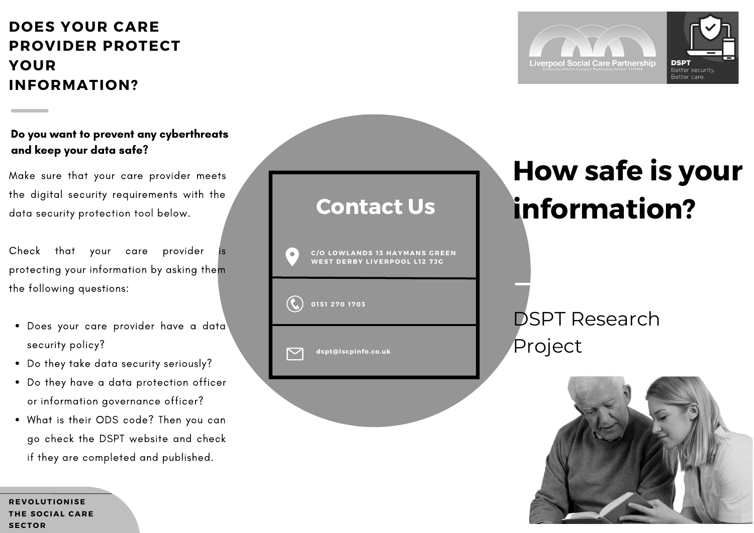# DOES YOUR CARE PROVIDER PROTECT YOUR INFORMATION?

**Do you want to prevent any cyberthreats and keep your data safe?**

Make sure that your care provider meets the digital security requirements with the data security protection tool below.

Check that your care provider is protecting your information by asking them the following questions:

- Does your care provider have a data security policy?
- Do they take data security seriously?
- Do they have a data protection officer or information governance officer?
- What is their ODS code? Then you can go check the DSPT website and check if they are completed and published.

**REVOLUTIONISE THE SOCIAL CARE SECTOR**

## Contact Us

C/O LOWLANDS 13 HAYMANS GREEN WEST DERBY LIVERPOOL L12 7JG

0151 270 1703

dspt@lscpinfo.co.uk

Liverpool Social Care Partnership

Community Interest Company Registration Number 7217599

DSPT

Better security. Better care.

# How safe is your information?

DSPT Research Project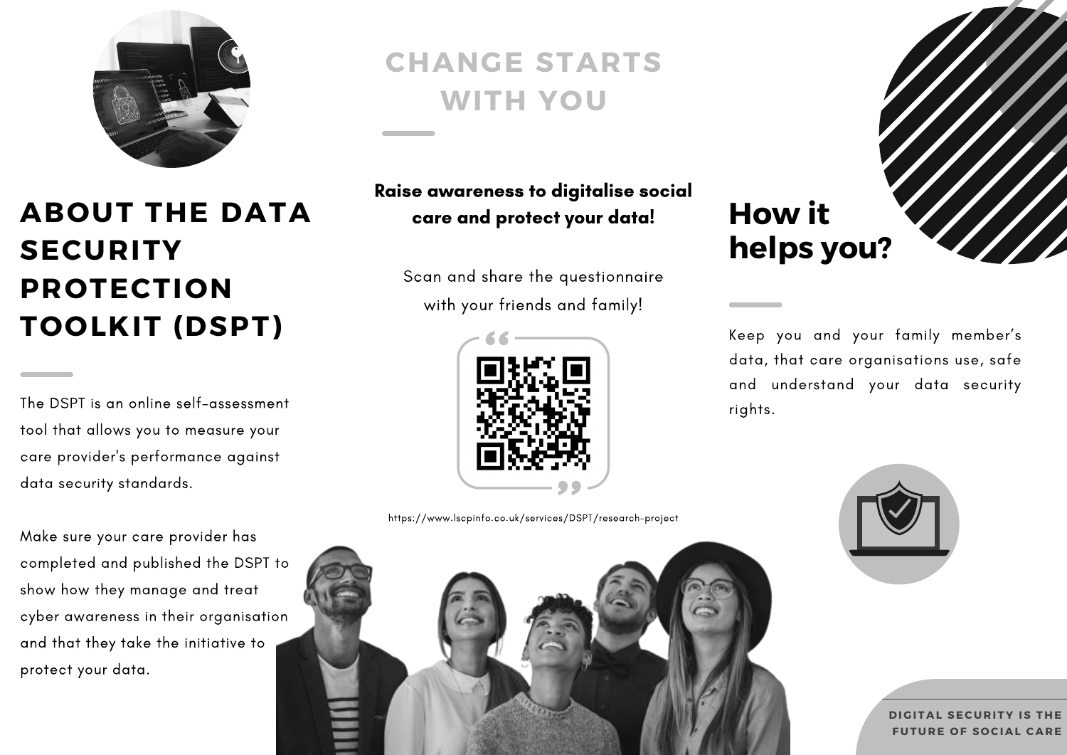# ABOUT THE DATA SECURITY PROTECTION TOOLKIT (DSPT)

The DSPT is an online self-assessment tool that allows you to measure your care provider's performance against data security standards.

Make sure your care provider has completed and published the DSPT to show how they manage and treat cyber awareness in their organisation and that they take the initiative to protect your data.

## CHANGE STARTS WITH YOU

**Raise awareness to digitalise social care and protect your data!**

Scan and share the questionnaire with your friends and family!

https://www.lscpinfo.co.uk/services/DSPT/research-project

## How it helps you?

Keep you and your family member's data, that care organisations use, safe and understand your data security rights.

DIGITAL SECURITY IS THE FUTURE OF SOCIAL CARE